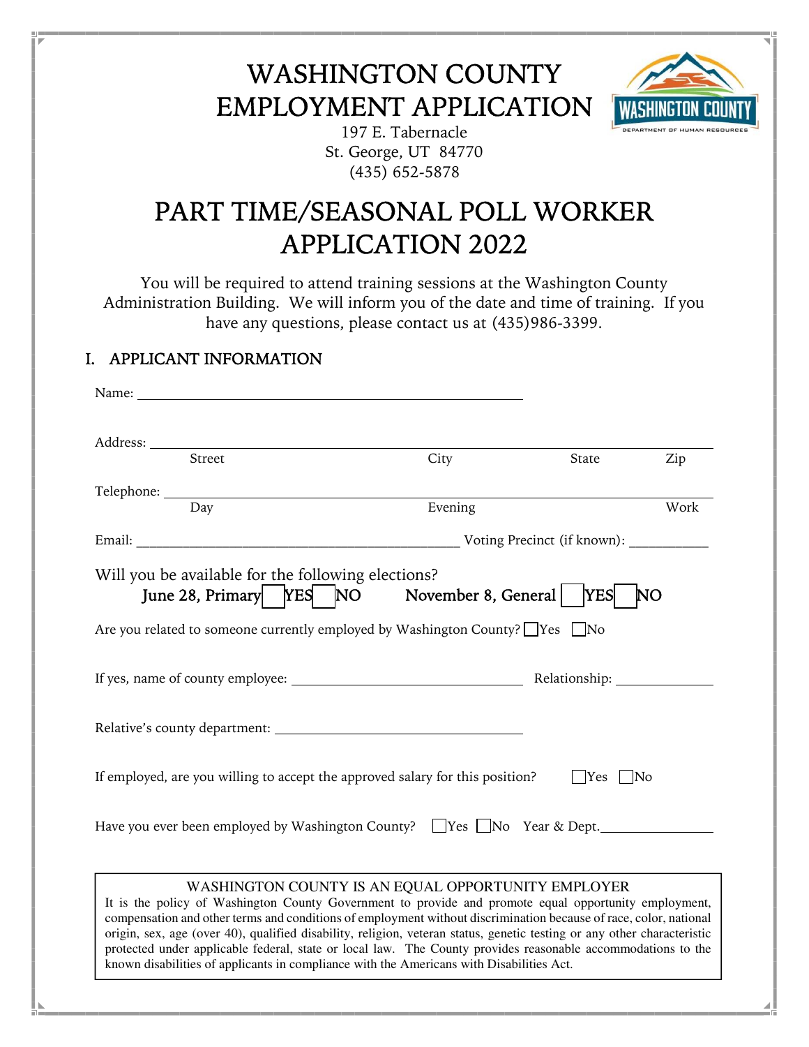# WASHINGTON COUNTY EMPLOYMENT APPLICATION

197 E. Tabernacle
St. George, UT 84770
(435) 652-5878

# PART TIME/SEASONAL POLL WORKER APPLICATION 2022

You will be required to attend training sessions at the Washington County Administration Building. We will inform you of the date and time of training. If you have any questions, please contact us at (435)986-3399.

## I. APPLICANT INFORMATION

Name: ______________________________________________

Address: ______________________________________________
Street | City | State | Zip

Telephone: ______________________________________________
Day | Evening | Work

Email: ______________________________ Voting Precinct (if known): __________

Will you be available for the following elections?
**June 28, Primary** ☐ YES ☐ NO **November 8, General** ☐ YES ☐ NO

Are you related to someone currently employed by Washington County? ☐ Yes ☐ No

If yes, name of county employee: ______________________ Relationship: __________

Relative's county department: ______________________

If employed, are you willing to accept the approved salary for this position? ☐ Yes ☐ No

Have you ever been employed by Washington County? ☐ Yes ☐ No Year & Dept. __________

WASHINGTON COUNTY IS AN EQUAL OPPORTUNITY EMPLOYER

It is the policy of Washington County Government to provide and promote equal opportunity employment, compensation and other terms and conditions of employment without discrimination because of race, color, national origin, sex, age (over 40), qualified disability, religion, veteran status, genetic testing or any other characteristic protected under applicable federal, state or local law. The County provides reasonable accommodations to the known disabilities of applicants in compliance with the Americans with Disabilities Act.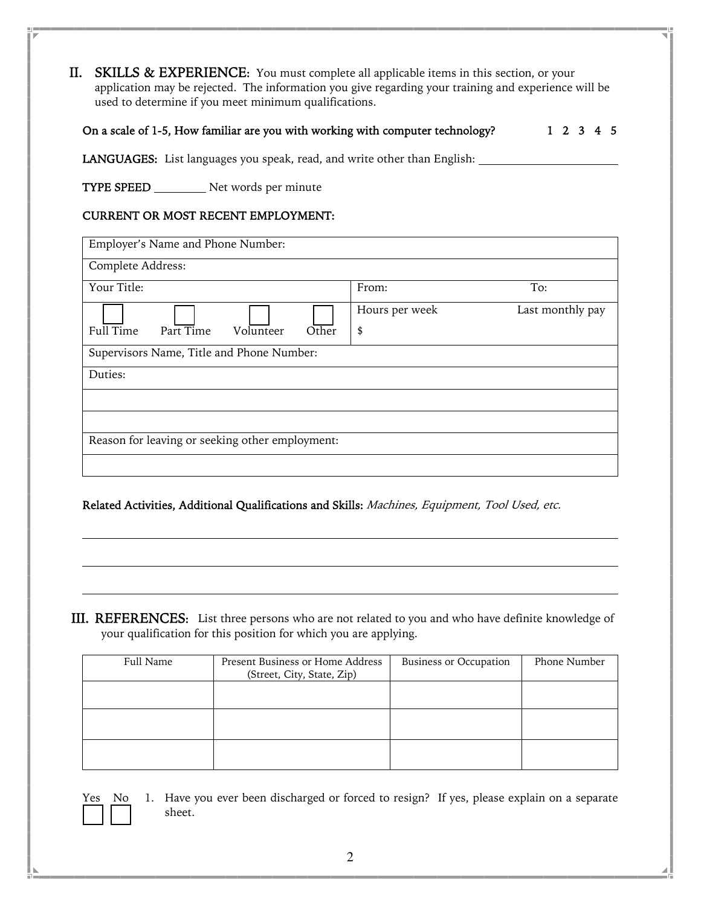## II. SKILLS & EXPERIENCE:

You must complete all applicable items in this section, or your application may be rejected. The information you give regarding your training and experience will be used to determine if you meet minimum qualifications.

**On a scale of 1-5, How familiar are you with working with computer technology?** 1 2 3 4 5

**LANGUAGES:** List languages you speak, read, and write other than English: ______________________

**TYPE SPEED** ________ Net words per minute

**CURRENT OR MOST RECENT EMPLOYMENT:**

| Employer's Name and Phone Number: | |
|---|---|
| Complete Address: | |
| Your Title: | From: To: |
| ☐ Full Time ☐ Part Time ☐ Volunteer ☐ Other | Hours per week Last monthly pay $ |
| Supervisors Name, Title and Phone Number: | |
| Duties: | |
| | |
| | |
| Reason for leaving or seeking other employment: | |
| | |

**Related Activities, Additional Qualifications and Skills:** *Machines, Equipment, Tool Used, etc.*

______________________________________________________________________

______________________________________________________________________

______________________________________________________________________

## III. REFERENCES:

List three persons who are not related to you and who have definite knowledge of your qualification for this position for which you are applying.

| Full Name | Present Business or Home Address (Street, City, State, Zip) | Business or Occupation | Phone Number |
|---|---|---|---|
| | | | |
| | | | |
| | | | |

| Yes | No | |
|---|---|---|
| ☐ | ☐ | 1. Have you ever been discharged or forced to resign? If yes, please explain on a separate sheet. |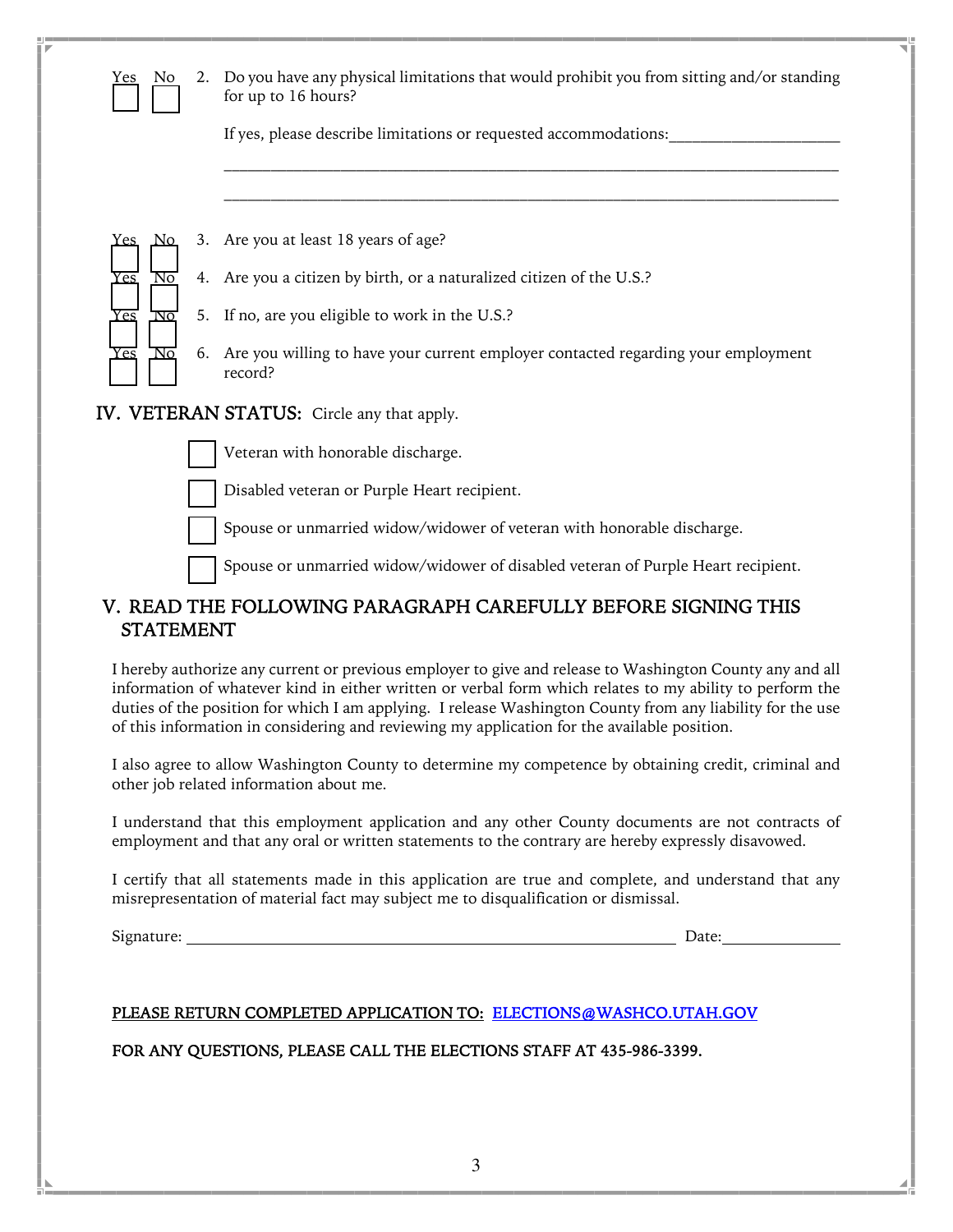Yes ☐ No ☐ 2. Do you have any physical limitations that would prohibit you from sitting and/or standing for up to 16 hours?

If yes, please describe limitations or requested accommodations:____________________

________________________________________________________________________________

________________________________________________________________________________

Yes ☐ No ☐ 3. Are you at least 18 years of age?

Yes ☐ No ☐ 4. Are you a citizen by birth, or a naturalized citizen of the U.S.?

Yes ☐ No ☐ 5. If no, are you eligible to work in the U.S.?

Yes ☐ No ☐ 6. Are you willing to have your current employer contacted regarding your employment record?

## IV. VETERAN STATUS: Circle any that apply.

- ☐ Veteran with honorable discharge.
- ☐ Disabled veteran or Purple Heart recipient.
- ☐ Spouse or unmarried widow/widower of veteran with honorable discharge.
- ☐ Spouse or unmarried widow/widower of disabled veteran of Purple Heart recipient.

## V. READ THE FOLLOWING PARAGRAPH CAREFULLY BEFORE SIGNING THIS STATEMENT

I hereby authorize any current or previous employer to give and release to Washington County any and all information of whatever kind in either written or verbal form which relates to my ability to perform the duties of the position for which I am applying. I release Washington County from any liability for the use of this information in considering and reviewing my application for the available position.

I also agree to allow Washington County to determine my competence by obtaining credit, criminal and other job related information about me.

I understand that this employment application and any other County documents are not contracts of employment and that any oral or written statements to the contrary are hereby expressly disavowed.

I certify that all statements made in this application are true and complete, and understand that any misrepresentation of material fact may subject me to disqualification or dismissal.

Signature: ____________________________________________ Date:______________

**PLEASE RETURN COMPLETED APPLICATION TO: ELECTIONS@WASHCO.UTAH.GOV**

**FOR ANY QUESTIONS, PLEASE CALL THE ELECTIONS STAFF AT 435-986-3399.**